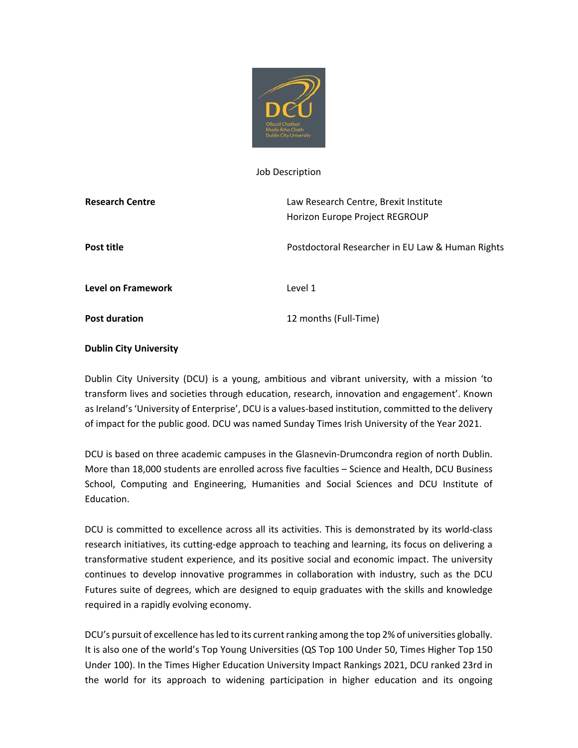Job Description

| | |
|---|---|
| **Research Centre** | Law Research Centre, Brexit Institute<br>Horizon Europe Project REGROUP |
| **Post title** | Postdoctoral Researcher in EU Law & Human Rights |
| **Level on Framework** | Level 1 |
| **Post duration** | 12 months (Full-Time) |

**Dublin City University**

Dublin City University (DCU) is a young, ambitious and vibrant university, with a mission 'to transform lives and societies through education, research, innovation and engagement'. Known as Ireland's 'University of Enterprise', DCU is a values-based institution, committed to the delivery of impact for the public good. DCU was named Sunday Times Irish University of the Year 2021.

DCU is based on three academic campuses in the Glasnevin-Drumcondra region of north Dublin. More than 18,000 students are enrolled across five faculties – Science and Health, DCU Business School, Computing and Engineering, Humanities and Social Sciences and DCU Institute of Education.

DCU is committed to excellence across all its activities. This is demonstrated by its world-class research initiatives, its cutting-edge approach to teaching and learning, its focus on delivering a transformative student experience, and its positive social and economic impact. The university continues to develop innovative programmes in collaboration with industry, such as the DCU Futures suite of degrees, which are designed to equip graduates with the skills and knowledge required in a rapidly evolving economy.

DCU's pursuit of excellence has led to its current ranking among the top 2% of universities globally. It is also one of the world's Top Young Universities (QS Top 100 Under 50, Times Higher Top 150 Under 100). In the Times Higher Education University Impact Rankings 2021, DCU ranked 23rd in the world for its approach to widening participation in higher education and its ongoing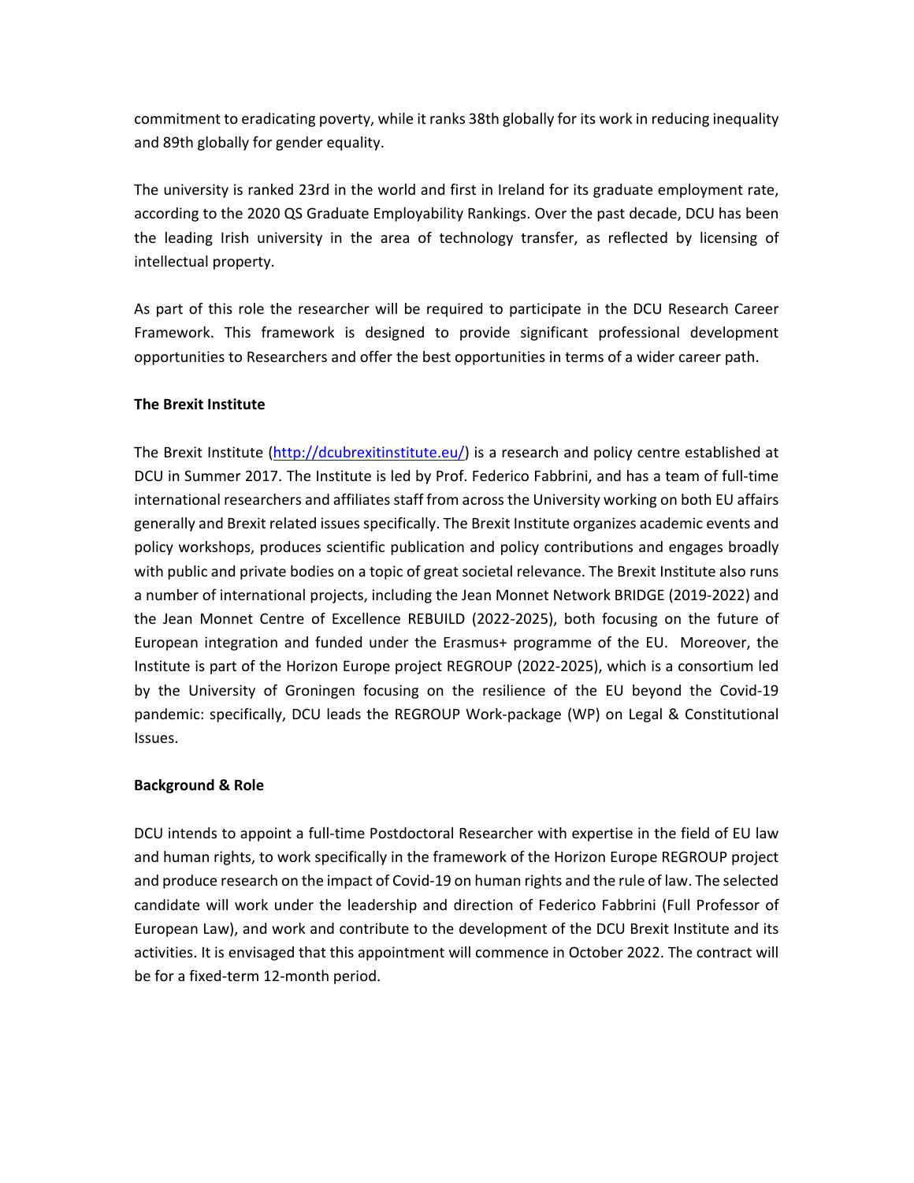commitment to eradicating poverty, while it ranks 38th globally for its work in reducing inequality and 89th globally for gender equality.

The university is ranked 23rd in the world and first in Ireland for its graduate employment rate, according to the 2020 QS Graduate Employability Rankings. Over the past decade, DCU has been the leading Irish university in the area of technology transfer, as reflected by licensing of intellectual property.

As part of this role the researcher will be required to participate in the DCU Research Career Framework. This framework is designed to provide significant professional development opportunities to Researchers and offer the best opportunities in terms of a wider career path.

**The Brexit Institute**

The Brexit Institute (http://dcubrexitinstitute.eu/) is a research and policy centre established at DCU in Summer 2017. The Institute is led by Prof. Federico Fabbrini, and has a team of full-time international researchers and affiliates staff from across the University working on both EU affairs generally and Brexit related issues specifically. The Brexit Institute organizes academic events and policy workshops, produces scientific publication and policy contributions and engages broadly with public and private bodies on a topic of great societal relevance. The Brexit Institute also runs a number of international projects, including the Jean Monnet Network BRIDGE (2019-2022) and the Jean Monnet Centre of Excellence REBUILD (2022-2025), both focusing on the future of European integration and funded under the Erasmus+ programme of the EU. Moreover, the Institute is part of the Horizon Europe project REGROUP (2022-2025), which is a consortium led by the University of Groningen focusing on the resilience of the EU beyond the Covid-19 pandemic: specifically, DCU leads the REGROUP Work-package (WP) on Legal & Constitutional Issues.

**Background & Role**

DCU intends to appoint a full-time Postdoctoral Researcher with expertise in the field of EU law and human rights, to work specifically in the framework of the Horizon Europe REGROUP project and produce research on the impact of Covid-19 on human rights and the rule of law. The selected candidate will work under the leadership and direction of Federico Fabbrini (Full Professor of European Law), and work and contribute to the development of the DCU Brexit Institute and its activities. It is envisaged that this appointment will commence in October 2022. The contract will be for a fixed-term 12-month period.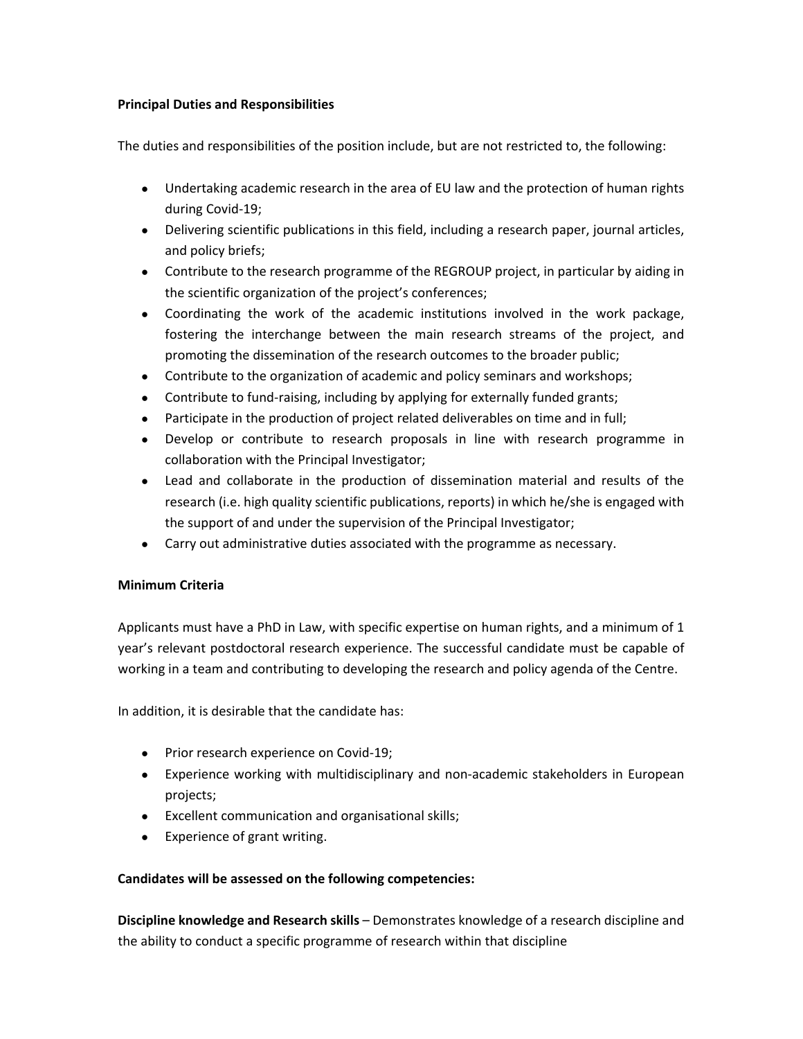**Principal Duties and Responsibilities**

The duties and responsibilities of the position include, but are not restricted to, the following:

- Undertaking academic research in the area of EU law and the protection of human rights during Covid-19;
- Delivering scientific publications in this field, including a research paper, journal articles, and policy briefs;
- Contribute to the research programme of the REGROUP project, in particular by aiding in the scientific organization of the project's conferences;
- Coordinating the work of the academic institutions involved in the work package, fostering the interchange between the main research streams of the project, and promoting the dissemination of the research outcomes to the broader public;
- Contribute to the organization of academic and policy seminars and workshops;
- Contribute to fund-raising, including by applying for externally funded grants;
- Participate in the production of project related deliverables on time and in full;
- Develop or contribute to research proposals in line with research programme in collaboration with the Principal Investigator;
- Lead and collaborate in the production of dissemination material and results of the research (i.e. high quality scientific publications, reports) in which he/she is engaged with the support of and under the supervision of the Principal Investigator;
- Carry out administrative duties associated with the programme as necessary.

**Minimum Criteria**

Applicants must have a PhD in Law, with specific expertise on human rights, and a minimum of 1 year's relevant postdoctoral research experience. The successful candidate must be capable of working in a team and contributing to developing the research and policy agenda of the Centre.

In addition, it is desirable that the candidate has:

- Prior research experience on Covid-19;
- Experience working with multidisciplinary and non-academic stakeholders in European projects;
- Excellent communication and organisational skills;
- Experience of grant writing.

**Candidates will be assessed on the following competencies:**

**Discipline knowledge and Research skills** – Demonstrates knowledge of a research discipline and the ability to conduct a specific programme of research within that discipline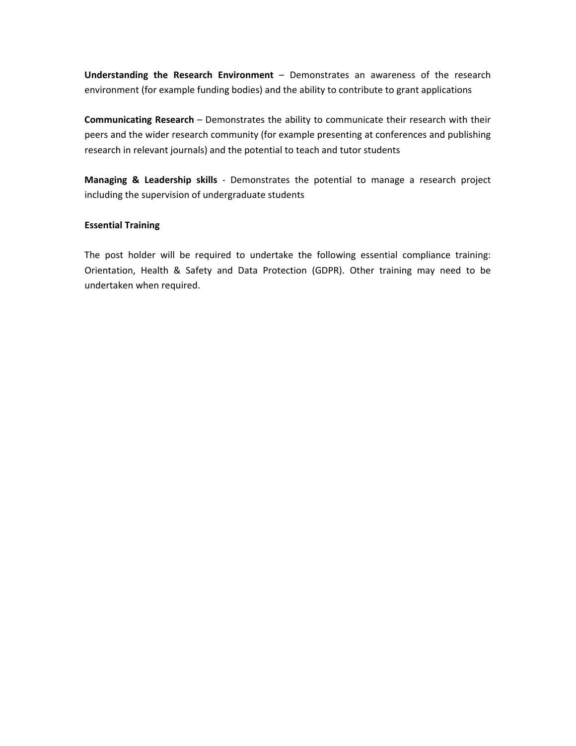**Understanding the Research Environment** – Demonstrates an awareness of the research environment (for example funding bodies) and the ability to contribute to grant applications

**Communicating Research** – Demonstrates the ability to communicate their research with their peers and the wider research community (for example presenting at conferences and publishing research in relevant journals) and the potential to teach and tutor students

**Managing & Leadership skills** - Demonstrates the potential to manage a research project including the supervision of undergraduate students

**Essential Training**

The post holder will be required to undertake the following essential compliance training: Orientation, Health & Safety and Data Protection (GDPR). Other training may need to be undertaken when required.